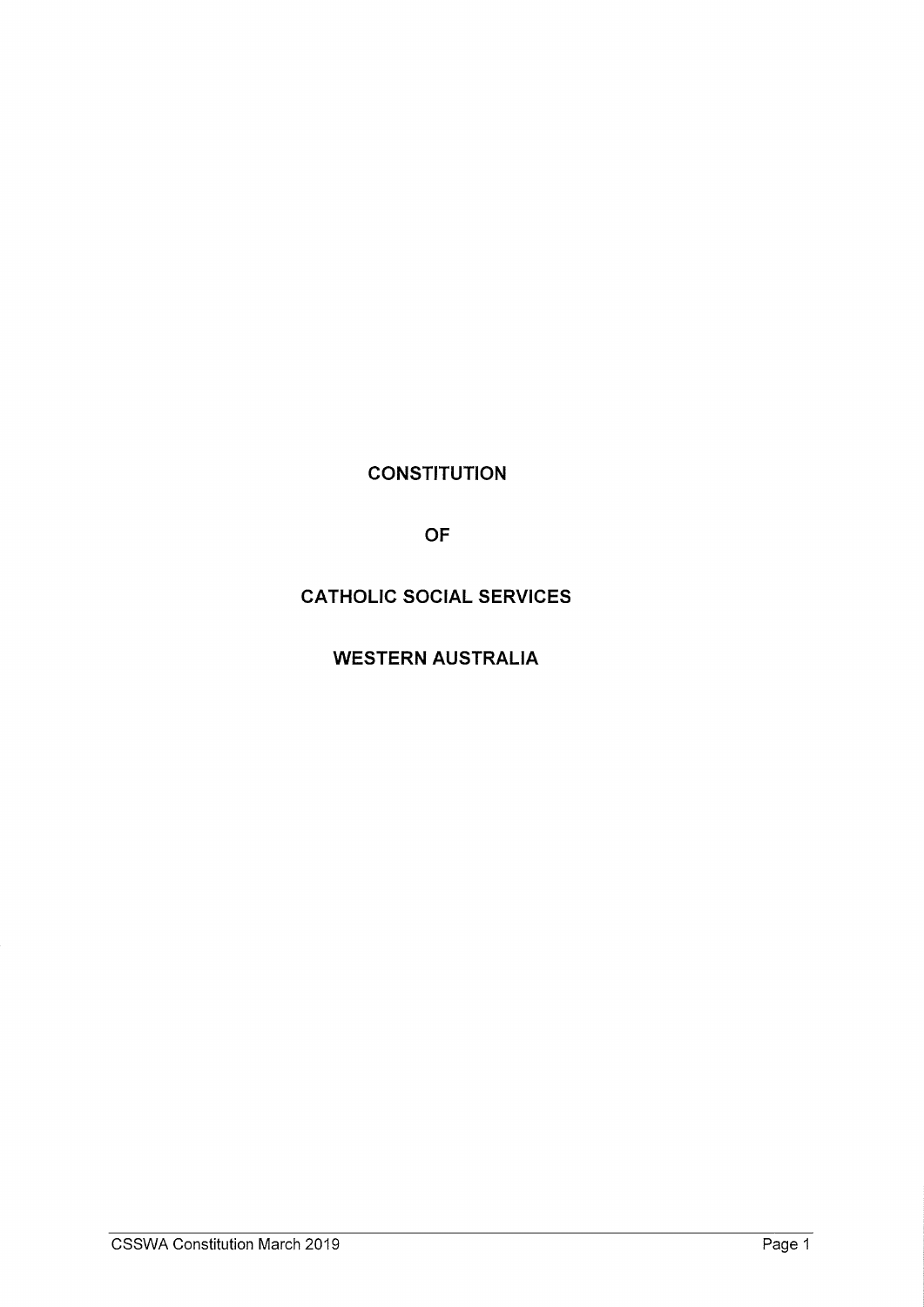# CONSTITUTION

# OF

# CATHOLIC SOCIAL SERVICES

# WESTERN AUSTRALIA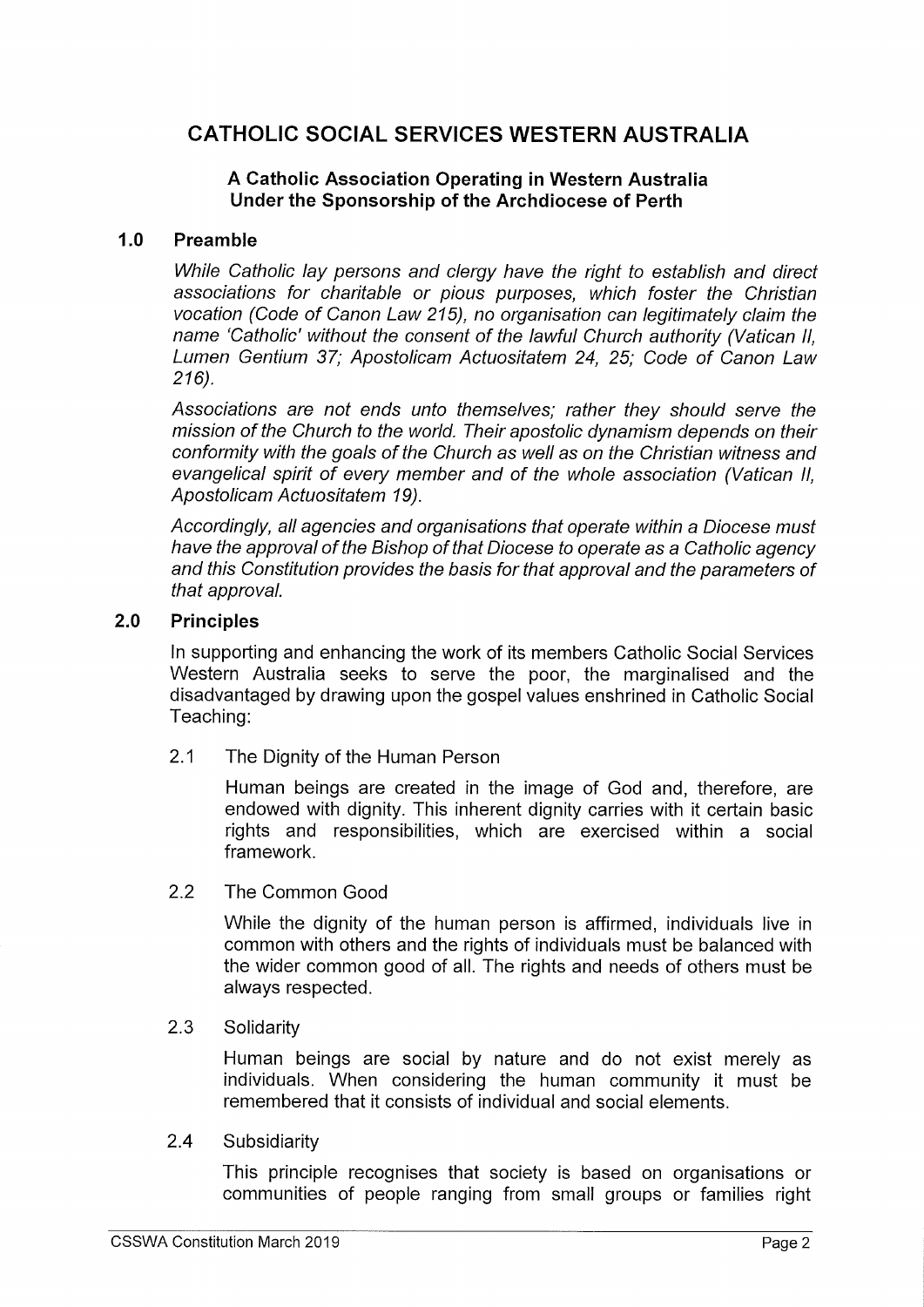# CATHOLIC SOCIAL SERVICES WESTERN AUSTRALIA

### A Catholic Association Operating in Western Australia Under the Sponsorship of the Archdiocese of Perth

## 1.0 Preamble

*While Catholic lay persons and clergy have the right to establish and direct associations for charitable or pious purposes, which foster the Christian vocation (Code of Canon Law 215), no organisation can legitimately claim the name 'Catholic' without the consent of the lawful Church authority (Vatican II, Lumen Gentium 37; Apostolicam Actuositatem 24, 25; Code of Canon Law 216).*

*Associations are not ends unto themselves; rather they should serve the mission of the Church to the world. Their apostolic dynamism depends on their conformity with the goals of the Church as well as on the Christian witness and evangelical spirit of every member and of the whole association (Vatican II, Apostolicam Actuositatem 19).*

*Accordingly, all agencies and organisations that operate within a Diocese must have the approval of the Bishop of that Diocese to operate as a Catholic agency and this Constitution provides the basis for that approval and the parameters of that approval.*

## 2.0 Principles

In supporting and enhancing the work of its members Catholic Social Services Western Australia seeks to serve the poor, the marginalised and the disadvantaged by drawing upon the gospel values enshrined in Catholic Social Teaching:

2.1 The Dignity of the Human Person

Human beings are created in the image of God and, therefore, are endowed with dignity. This inherent dignity carries with it certain basic rights and responsibilities, which are exercised within a social framework.

2.2 The Common Good

While the dignity of the human person is affirmed, individuals live in common with others and the rights of individuals must be balanced with the wider common good of all. The rights and needs of others must be always respected.

2.3 Solidarity

Human beings are social by nature and do not exist merely as individuals. When considering the human community it must be remembered that it consists of individual and social elements.

2.4 Subsidiarity

This principle recognises that society is based on organisations or communities of people ranging from small groups or families right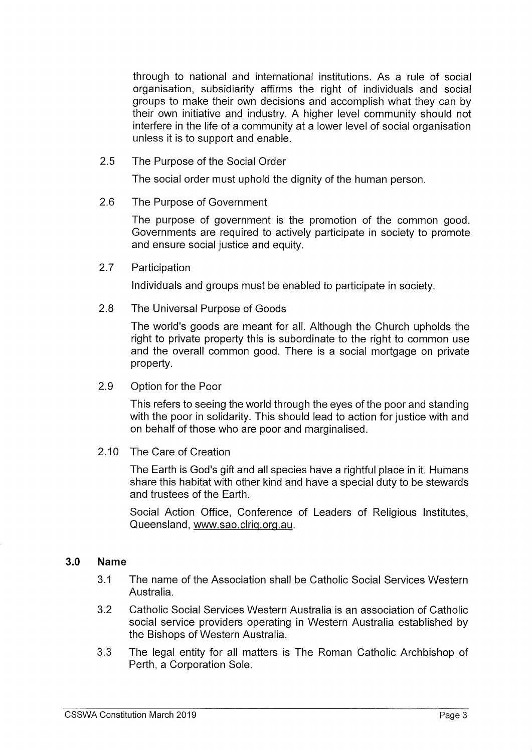through to national and international institutions. As a rule of social organisation, subsidiarity affirms the right of individuals and social groups to make their own decisions and accomplish what they can by their own initiative and industry. A higher level community should not interfere in the life of a community at a lower level of social organisation unless it is to support and enable.

2.5 The Purpose of the Social Order

The social order must uphold the dignity of the human person.

2.6 The Purpose of Government

The purpose of government is the promotion of the common good. Governments are required to actively participate in society to promote and ensure social justice and equity.

2.7 Participation

Individuals and groups must be enabled to participate in society.

2.8 The Universal Purpose of Goods

The world's goods are meant for all. Although the Church upholds the right to private property this is subordinate to the right to common use and the overall common good. There is a social mortgage on private property.

2.9 Option for the Poor

This refers to seeing the world through the eyes of the poor and standing with the poor in solidarity. This should lead to action for justice with and on behalf of those who are poor and marginalised.

2.10 The Care of Creation

The Earth is God's gift and all species have a rightful place in it. Humans share this habitat with other kind and have a special duty to be stewards and trustees of the Earth.

Social Action Office, Conference of Leaders of Religious Institutes, Queensland, www.sao.clriq.org.au.

## 3.0 Name

3.1 The name of the Association shall be Catholic Social Services Western Australia.

3.2 Catholic Social Services Western Australia is an association of Catholic social service providers operating in Western Australia established by the Bishops of Western Australia.

3.3 The legal entity for all matters is The Roman Catholic Archbishop of Perth, a Corporation Sole.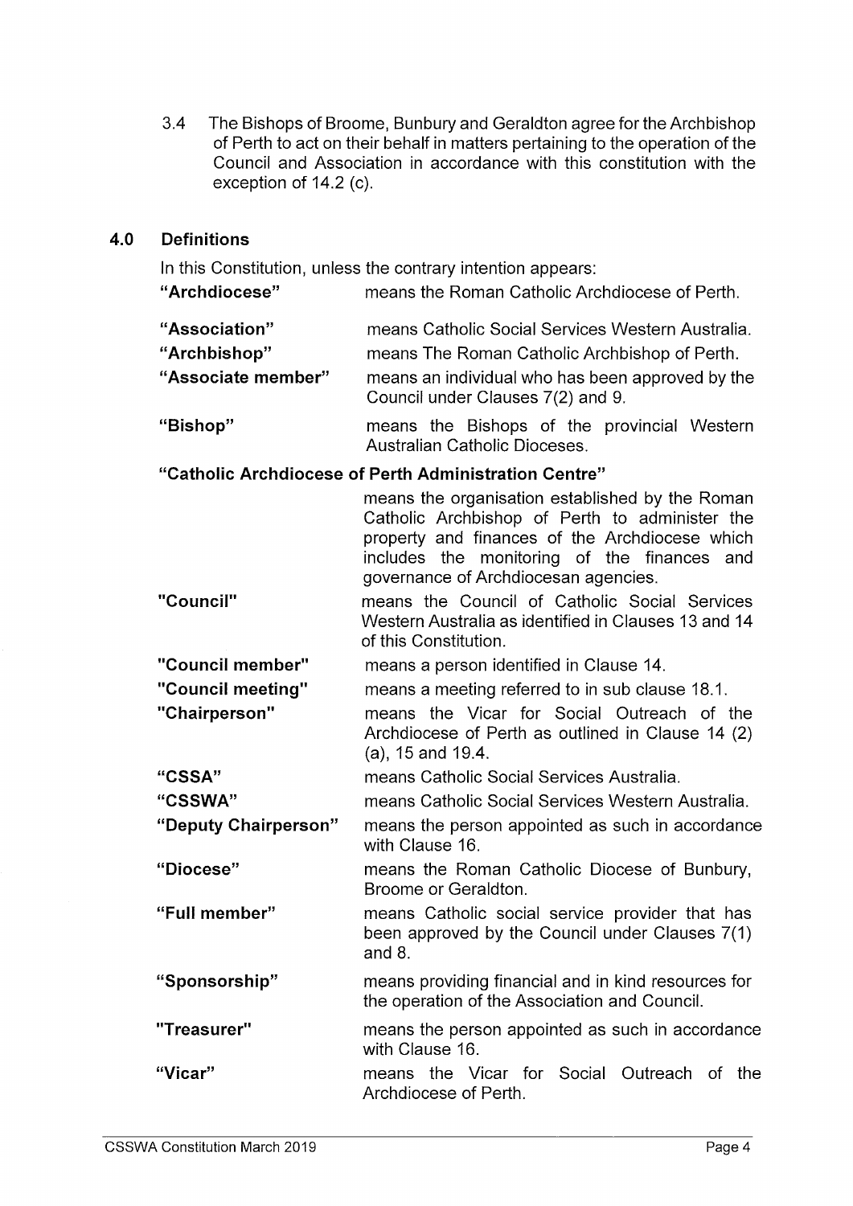3.4 The Bishops of Broome, Bunbury and Geraldton agree for the Archbishop of Perth to act on their behalf in matters pertaining to the operation of the Council and Association in accordance with this constitution with the exception of 14.2 (c).

## 4.0 Definitions

In this Constitution, unless the contrary intention appears:

**"Archdiocese"** means the Roman Catholic Archdiocese of Perth.

**"Association"** means Catholic Social Services Western Australia.

**"Archbishop"** means The Roman Catholic Archbishop of Perth.

**"Associate member"** means an individual who has been approved by the Council under Clauses 7(2) and 9.

**"Bishop"** means the Bishops of the provincial Western Australian Catholic Dioceses.

**"Catholic Archdiocese of Perth Administration Centre"** means the organisation established by the Roman Catholic Archbishop of Perth to administer the property and finances of the Archdiocese which includes the monitoring of the finances and governance of Archdiocesan agencies.

**"Council"** means the Council of Catholic Social Services Western Australia as identified in Clauses 13 and 14 of this Constitution.

**"Council member"** means a person identified in Clause 14.

**"Council meeting"** means a meeting referred to in sub clause 18.1.

**"Chairperson"** means the Vicar for Social Outreach of the Archdiocese of Perth as outlined in Clause 14 (2) (a), 15 and 19.4.

**"CSSA"** means Catholic Social Services Australia.

**"CSSWA"** means Catholic Social Services Western Australia.

**"Deputy Chairperson"** means the person appointed as such in accordance with Clause 16.

**"Diocese"** means the Roman Catholic Diocese of Bunbury, Broome or Geraldton.

**"Full member"** means Catholic social service provider that has been approved by the Council under Clauses 7(1) and 8.

**"Sponsorship"** means providing financial and in kind resources for the operation of the Association and Council.

**"Treasurer"** means the person appointed as such in accordance with Clause 16.

**"Vicar"** means the Vicar for Social Outreach of the Archdiocese of Perth.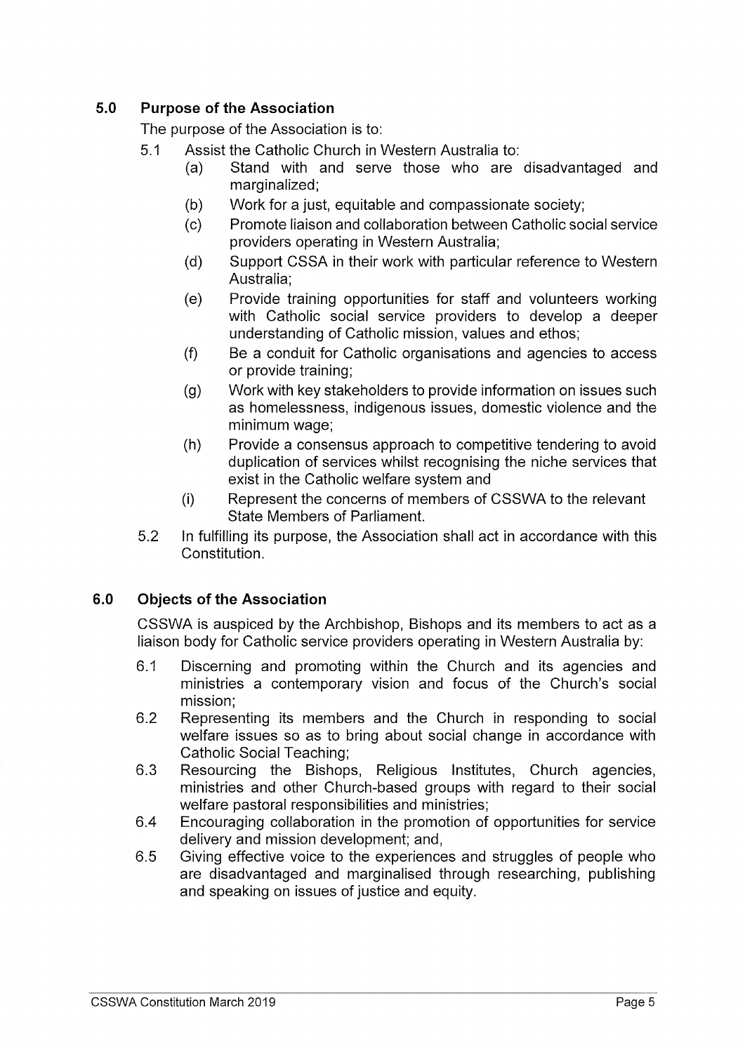## 5.0 Purpose of the Association

The purpose of the Association is to:

5.1 Assist the Catholic Church in Western Australia to:

(a) Stand with and serve those who are disadvantaged and marginalized;

(b) Work for a just, equitable and compassionate society;

(c) Promote liaison and collaboration between Catholic social service providers operating in Western Australia;

(d) Support CSSA in their work with particular reference to Western Australia;

(e) Provide training opportunities for staff and volunteers working with Catholic social service providers to develop a deeper understanding of Catholic mission, values and ethos;

(f) Be a conduit for Catholic organisations and agencies to access or provide training;

(g) Work with key stakeholders to provide information on issues such as homelessness, indigenous issues, domestic violence and the minimum wage;

(h) Provide a consensus approach to competitive tendering to avoid duplication of services whilst recognising the niche services that exist in the Catholic welfare system and

(i) Represent the concerns of members of CSSWA to the relevant State Members of Parliament.

5.2 In fulfilling its purpose, the Association shall act in accordance with this Constitution.

## 6.0 Objects of the Association

CSSWA is auspiced by the Archbishop, Bishops and its members to act as a liaison body for Catholic service providers operating in Western Australia by:

6.1 Discerning and promoting within the Church and its agencies and ministries a contemporary vision and focus of the Church's social mission;

6.2 Representing its members and the Church in responding to social welfare issues so as to bring about social change in accordance with Catholic Social Teaching;

6.3 Resourcing the Bishops, Religious Institutes, Church agencies, ministries and other Church-based groups with regard to their social welfare pastoral responsibilities and ministries;

6.4 Encouraging collaboration in the promotion of opportunities for service delivery and mission development; and,

6.5 Giving effective voice to the experiences and struggles of people who are disadvantaged and marginalised through researching, publishing and speaking on issues of justice and equity.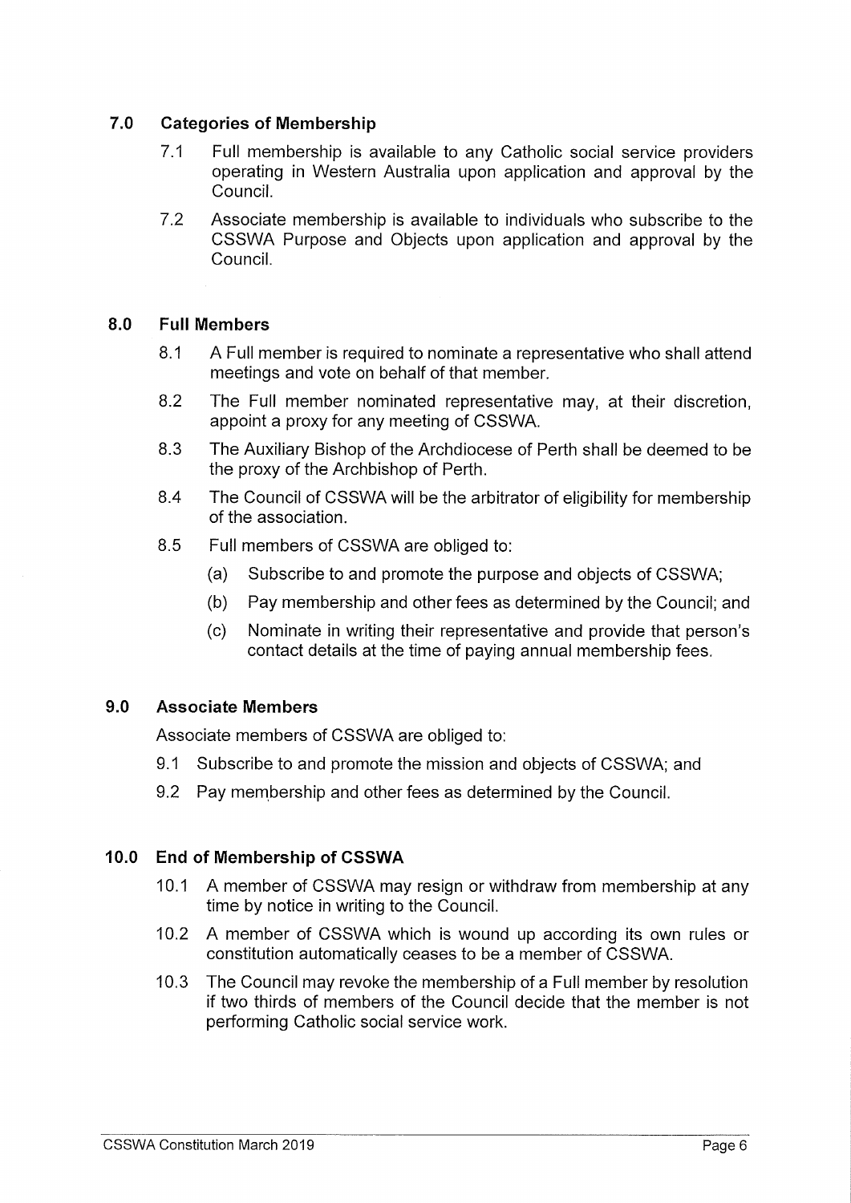## 7.0 Categories of Membership

7.1 Full membership is available to any Catholic social service providers operating in Western Australia upon application and approval by the Council.

7.2 Associate membership is available to individuals who subscribe to the CSSWA Purpose and Objects upon application and approval by the Council.

## 8.0 Full Members

8.1 A Full member is required to nominate a representative who shall attend meetings and vote on behalf of that member.

8.2 The Full member nominated representative may, at their discretion, appoint a proxy for any meeting of CSSWA.

8.3 The Auxiliary Bishop of the Archdiocese of Perth shall be deemed to be the proxy of the Archbishop of Perth.

8.4 The Council of CSSWA will be the arbitrator of eligibility for membership of the association.

8.5 Full members of CSSWA are obliged to:

(a) Subscribe to and promote the purpose and objects of CSSWA;

(b) Pay membership and other fees as determined by the Council; and

(c) Nominate in writing their representative and provide that person's contact details at the time of paying annual membership fees.

## 9.0 Associate Members

Associate members of CSSWA are obliged to:

9.1 Subscribe to and promote the mission and objects of CSSWA; and

9.2 Pay membership and other fees as determined by the Council.

## 10.0 End of Membership of CSSWA

10.1 A member of CSSWA may resign or withdraw from membership at any time by notice in writing to the Council.

10.2 A member of CSSWA which is wound up according its own rules or constitution automatically ceases to be a member of CSSWA.

10.3 The Council may revoke the membership of a Full member by resolution if two thirds of members of the Council decide that the member is not performing Catholic social service work.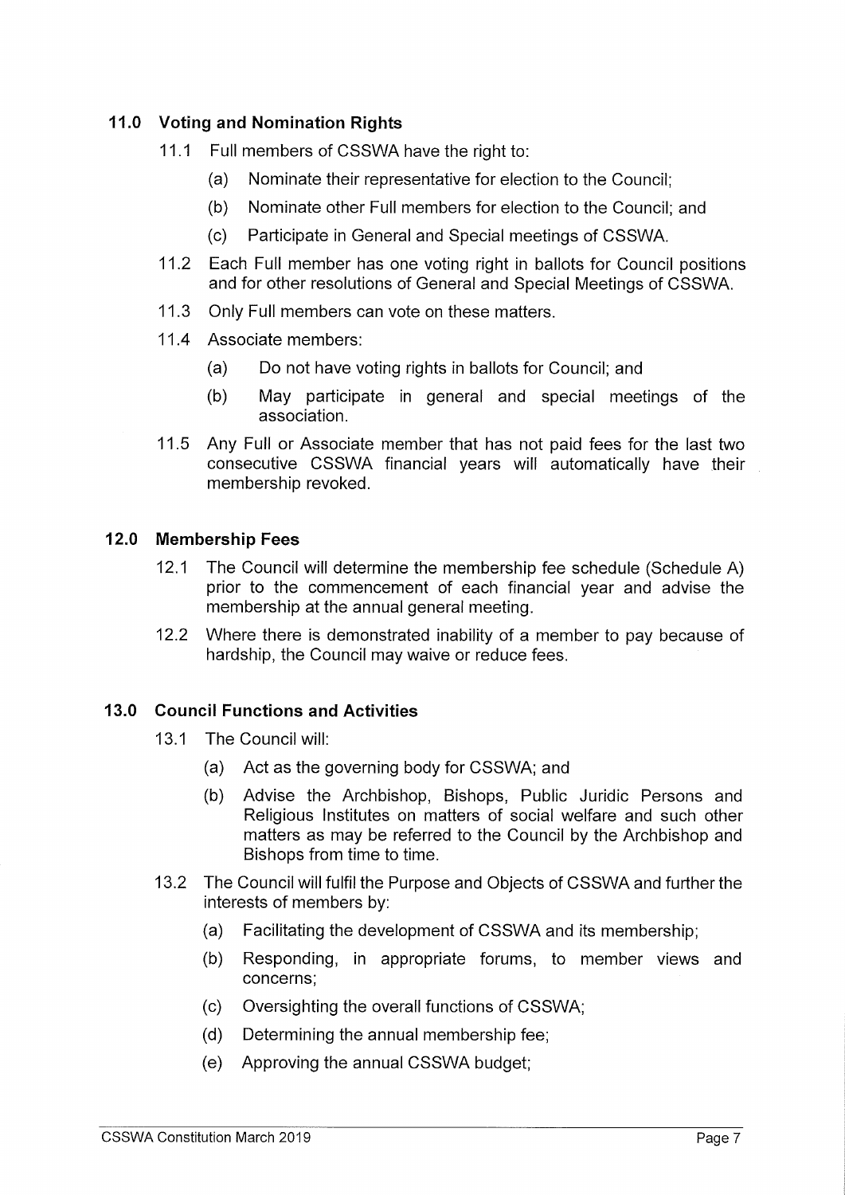## 11.0 Voting and Nomination Rights

11.1 Full members of CSSWA have the right to:

(a) Nominate their representative for election to the Council;

(b) Nominate other Full members for election to the Council; and

(c) Participate in General and Special meetings of CSSWA.

11.2 Each Full member has one voting right in ballots for Council positions and for other resolutions of General and Special Meetings of CSSWA.

11.3 Only Full members can vote on these matters.

11.4 Associate members:

(a) Do not have voting rights in ballots for Council; and

(b) May participate in general and special meetings of the association.

11.5 Any Full or Associate member that has not paid fees for the last two consecutive CSSWA financial years will automatically have their membership revoked.

## 12.0 Membership Fees

12.1 The Council will determine the membership fee schedule (Schedule A) prior to the commencement of each financial year and advise the membership at the annual general meeting.

12.2 Where there is demonstrated inability of a member to pay because of hardship, the Council may waive or reduce fees.

## 13.0 Council Functions and Activities

13.1 The Council will:

(a) Act as the governing body for CSSWA; and

(b) Advise the Archbishop, Bishops, Public Juridic Persons and Religious Institutes on matters of social welfare and such other matters as may be referred to the Council by the Archbishop and Bishops from time to time.

13.2 The Council will fulfil the Purpose and Objects of CSSWA and further the interests of members by:

(a) Facilitating the development of CSSWA and its membership;

(b) Responding, in appropriate forums, to member views and concerns;

(c) Oversighting the overall functions of CSSWA;

(d) Determining the annual membership fee;

(e) Approving the annual CSSWA budget;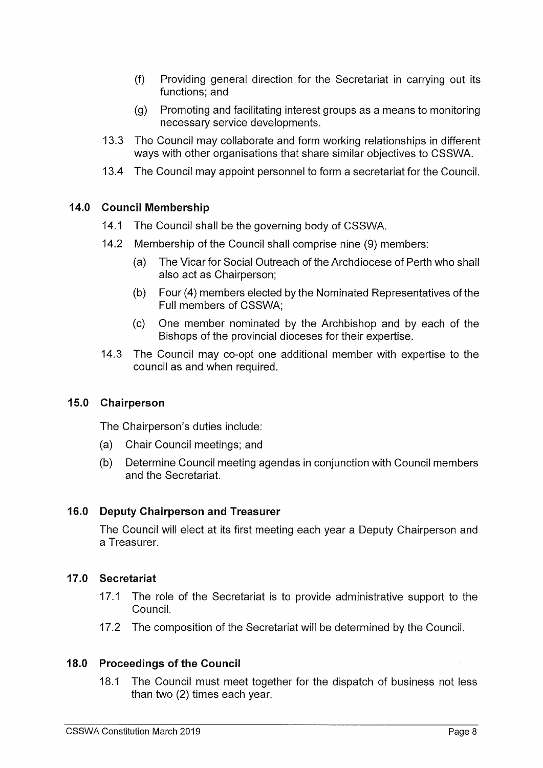(f) Providing general direction for the Secretariat in carrying out its functions; and

(g) Promoting and facilitating interest groups as a means to monitoring necessary service developments.

13.3 The Council may collaborate and form working relationships in different ways with other organisations that share similar objectives to CSSWA.

13.4 The Council may appoint personnel to form a secretariat for the Council.

## 14.0 Council Membership

14.1 The Council shall be the governing body of CSSWA.

14.2 Membership of the Council shall comprise nine (9) members:

(a) The Vicar for Social Outreach of the Archdiocese of Perth who shall also act as Chairperson;

(b) Four (4) members elected by the Nominated Representatives of the Full members of CSSWA;

(c) One member nominated by the Archbishop and by each of the Bishops of the provincial dioceses for their expertise.

14.3 The Council may co-opt one additional member with expertise to the council as and when required.

## 15.0 Chairperson

The Chairperson's duties include:

(a) Chair Council meetings; and

(b) Determine Council meeting agendas in conjunction with Council members and the Secretariat.

## 16.0 Deputy Chairperson and Treasurer

The Council will elect at its first meeting each year a Deputy Chairperson and a Treasurer.

## 17.0 Secretariat

17.1 The role of the Secretariat is to provide administrative support to the Council.

17.2 The composition of the Secretariat will be determined by the Council.

## 18.0 Proceedings of the Council

18.1 The Council must meet together for the dispatch of business not less than two (2) times each year.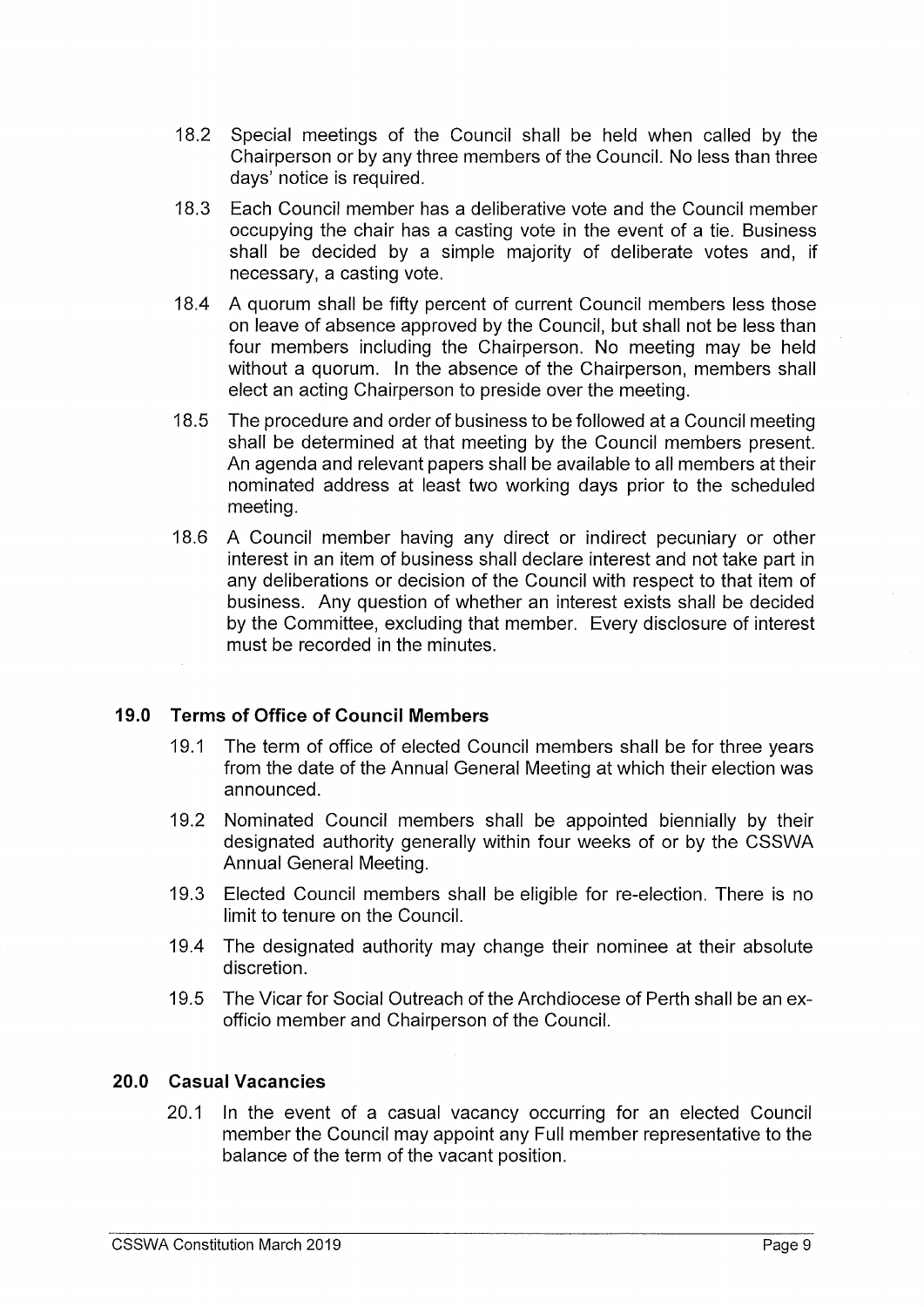18.2 Special meetings of the Council shall be held when called by the Chairperson or by any three members of the Council. No less than three days' notice is required.

18.3 Each Council member has a deliberative vote and the Council member occupying the chair has a casting vote in the event of a tie. Business shall be decided by a simple majority of deliberate votes and, if necessary, a casting vote.

18.4 A quorum shall be fifty percent of current Council members less those on leave of absence approved by the Council, but shall not be less than four members including the Chairperson. No meeting may be held without a quorum. In the absence of the Chairperson, members shall elect an acting Chairperson to preside over the meeting.

18.5 The procedure and order of business to be followed at a Council meeting shall be determined at that meeting by the Council members present. An agenda and relevant papers shall be available to all members at their nominated address at least two working days prior to the scheduled meeting.

18.6 A Council member having any direct or indirect pecuniary or other interest in an item of business shall declare interest and not take part in any deliberations or decision of the Council with respect to that item of business. Any question of whether an interest exists shall be decided by the Committee, excluding that member. Every disclosure of interest must be recorded in the minutes.

## 19.0 Terms of Office of Council Members

19.1 The term of office of elected Council members shall be for three years from the date of the Annual General Meeting at which their election was announced.

19.2 Nominated Council members shall be appointed biennially by their designated authority generally within four weeks of or by the CSSWA Annual General Meeting.

19.3 Elected Council members shall be eligible for re-election. There is no limit to tenure on the Council.

19.4 The designated authority may change their nominee at their absolute discretion.

19.5 The Vicar for Social Outreach of the Archdiocese of Perth shall be an ex-officio member and Chairperson of the Council.

## 20.0 Casual Vacancies

20.1 In the event of a casual vacancy occurring for an elected Council member the Council may appoint any Full member representative to the balance of the term of the vacant position.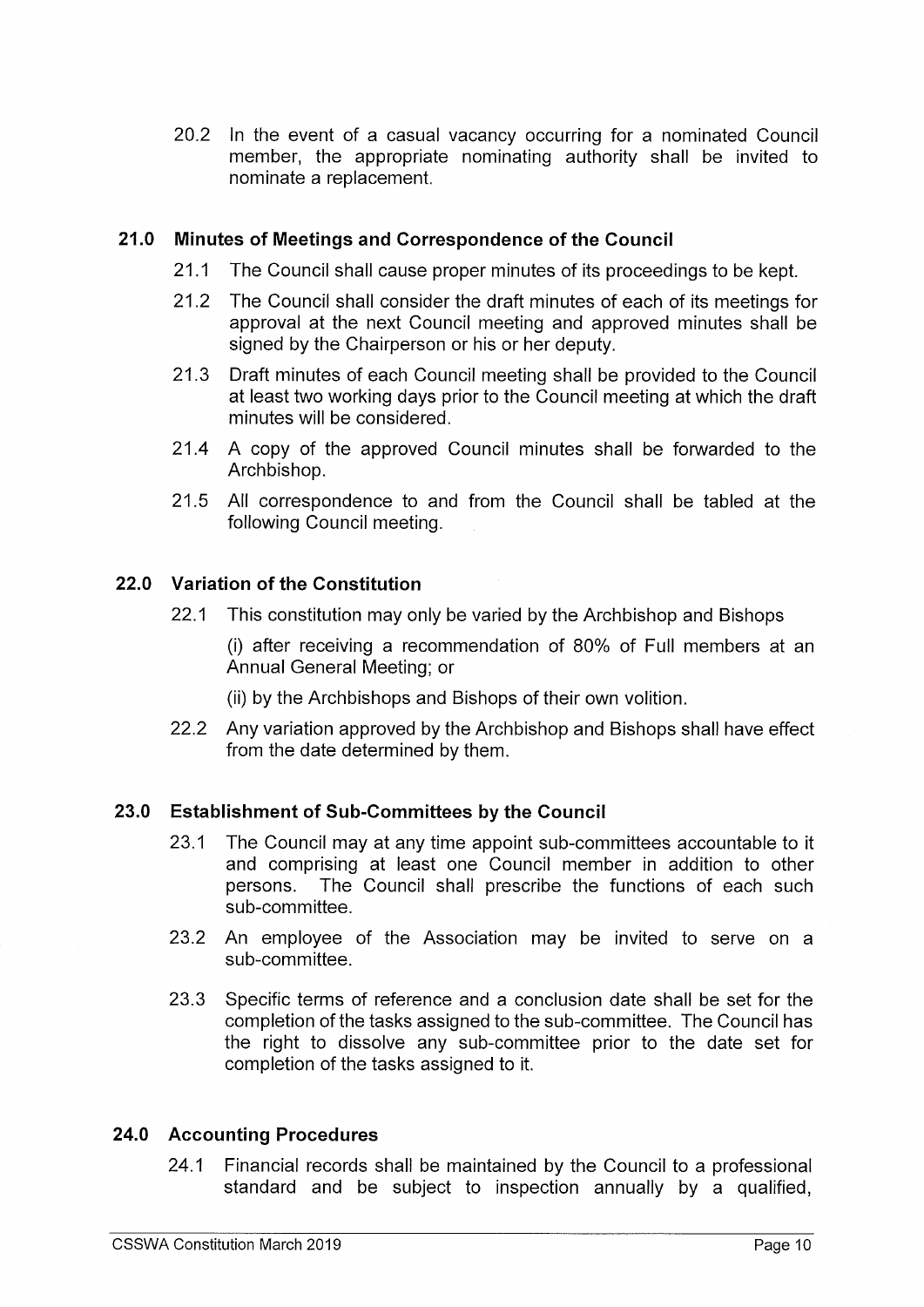20.2 In the event of a casual vacancy occurring for a nominated Council member, the appropriate nominating authority shall be invited to nominate a replacement.

## 21.0 Minutes of Meetings and Correspondence of the Council

21.1 The Council shall cause proper minutes of its proceedings to be kept.

21.2 The Council shall consider the draft minutes of each of its meetings for approval at the next Council meeting and approved minutes shall be signed by the Chairperson or his or her deputy.

21.3 Draft minutes of each Council meeting shall be provided to the Council at least two working days prior to the Council meeting at which the draft minutes will be considered.

21.4 A copy of the approved Council minutes shall be forwarded to the Archbishop.

21.5 All correspondence to and from the Council shall be tabled at the following Council meeting.

## 22.0 Variation of the Constitution

22.1 This constitution may only be varied by the Archbishop and Bishops

(i) after receiving a recommendation of 80% of Full members at an Annual General Meeting; or

(ii) by the Archbishops and Bishops of their own volition.

22.2 Any variation approved by the Archbishop and Bishops shall have effect from the date determined by them.

## 23.0 Establishment of Sub-Committees by the Council

23.1 The Council may at any time appoint sub-committees accountable to it and comprising at least one Council member in addition to other persons. The Council shall prescribe the functions of each such sub-committee.

23.2 An employee of the Association may be invited to serve on a sub-committee.

23.3 Specific terms of reference and a conclusion date shall be set for the completion of the tasks assigned to the sub-committee. The Council has the right to dissolve any sub-committee prior to the date set for completion of the tasks assigned to it.

## 24.0 Accounting Procedures

24.1 Financial records shall be maintained by the Council to a professional standard and be subject to inspection annually by a qualified,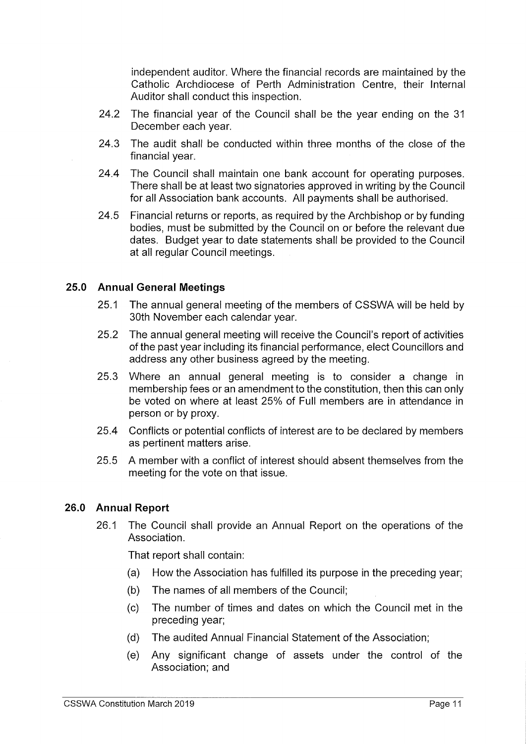independent auditor. Where the financial records are maintained by the Catholic Archdiocese of Perth Administration Centre, their Internal Auditor shall conduct this inspection.

24.2 The financial year of the Council shall be the year ending on the 31 December each year.

24.3 The audit shall be conducted within three months of the close of the financial year.

24.4 The Council shall maintain one bank account for operating purposes. There shall be at least two signatories approved in writing by the Council for all Association bank accounts. All payments shall be authorised.

24.5 Financial returns or reports, as required by the Archbishop or by funding bodies, must be submitted by the Council on or before the relevant due dates. Budget year to date statements shall be provided to the Council at all regular Council meetings.

## 25.0 Annual General Meetings

25.1 The annual general meeting of the members of CSSWA will be held by 30th November each calendar year.

25.2 The annual general meeting will receive the Council's report of activities of the past year including its financial performance, elect Councillors and address any other business agreed by the meeting.

25.3 Where an annual general meeting is to consider a change in membership fees or an amendment to the constitution, then this can only be voted on where at least 25% of Full members are in attendance in person or by proxy.

25.4 Conflicts or potential conflicts of interest are to be declared by members as pertinent matters arise.

25.5 A member with a conflict of interest should absent themselves from the meeting for the vote on that issue.

## 26.0 Annual Report

26.1 The Council shall provide an Annual Report on the operations of the Association.

That report shall contain:

(a) How the Association has fulfilled its purpose in the preceding year;

(b) The names of all members of the Council;

(c) The number of times and dates on which the Council met in the preceding year;

(d) The audited Annual Financial Statement of the Association;

(e) Any significant change of assets under the control of the Association; and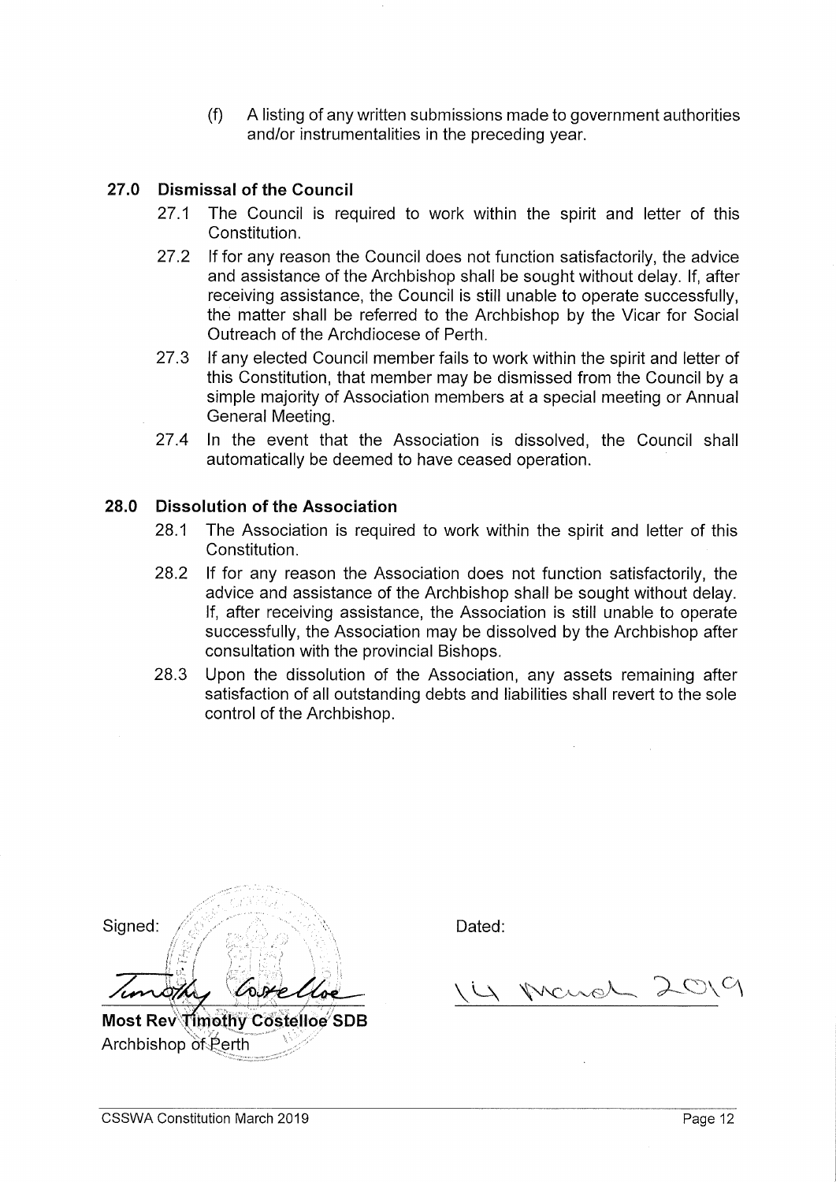(f) A listing of any written submissions made to government authorities and/or instrumentalities in the preceding year.

## 27.0 Dismissal of the Council

27.1 The Council is required to work within the spirit and letter of this Constitution.

27.2 If for any reason the Council does not function satisfactorily, the advice and assistance of the Archbishop shall be sought without delay. If, after receiving assistance, the Council is still unable to operate successfully, the matter shall be referred to the Archbishop by the Vicar for Social Outreach of the Archdiocese of Perth.

27.3 If any elected Council member fails to work within the spirit and letter of this Constitution, that member may be dismissed from the Council by a simple majority of Association members at a special meeting or Annual General Meeting.

27.4 In the event that the Association is dissolved, the Council shall automatically be deemed to have ceased operation.

## 28.0 Dissolution of the Association

28.1 The Association is required to work within the spirit and letter of this Constitution.

28.2 If for any reason the Association does not function satisfactorily, the advice and assistance of the Archbishop shall be sought without delay. If, after receiving assistance, the Association is still unable to operate successfully, the Association may be dissolved by the Archbishop after consultation with the provincial Bishops.

28.3 Upon the dissolution of the Association, any assets remaining after satisfaction of all outstanding debts and liabilities shall revert to the sole control of the Archbishop.

Signed: Timothy Costelloe

**Most Rev Timothy Costelloe SDB**
Archbishop of Perth

Dated: 14 March 2019